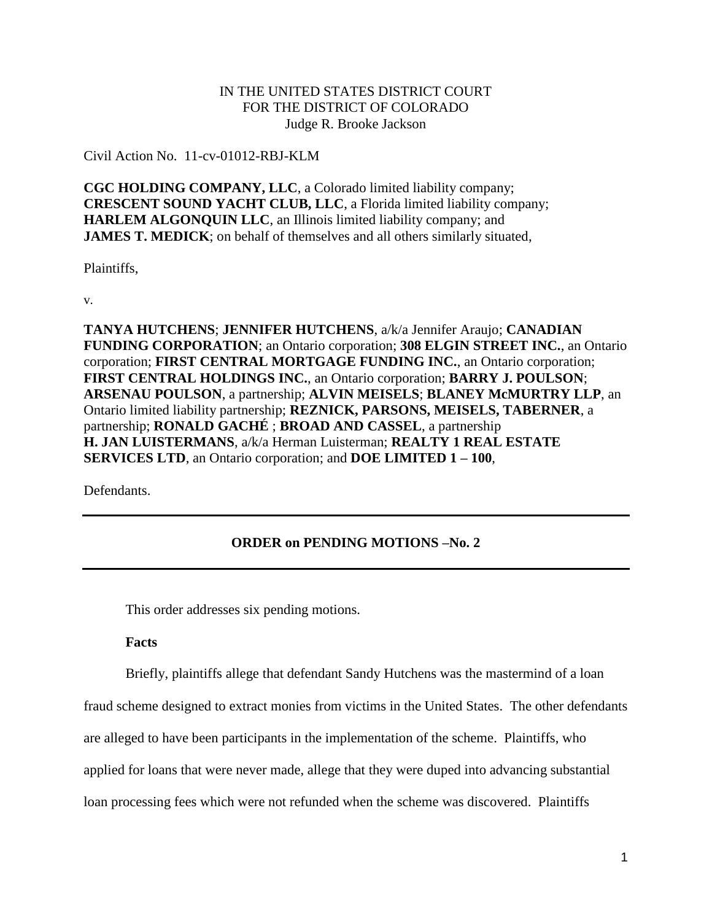IN THE UNITED STATES DISTRICT COURT
FOR THE DISTRICT OF COLORADO
Judge R. Brooke Jackson

Civil Action No. 11-cv-01012-RBJ-KLM

**CGC HOLDING COMPANY, LLC**, a Colorado limited liability company;
**CRESCENT SOUND YACHT CLUB, LLC**, a Florida limited liability company;
**HARLEM ALGONQUIN LLC**, an Illinois limited liability company; and
**JAMES T. MEDICK**; on behalf of themselves and all others similarly situated,

Plaintiffs,

v.

**TANYA HUTCHENS**; **JENNIFER HUTCHENS**, a/k/a Jennifer Araujo; **CANADIAN FUNDING CORPORATION**; an Ontario corporation; **308 ELGIN STREET INC.**, an Ontario corporation; **FIRST CENTRAL MORTGAGE FUNDING INC.**, an Ontario corporation; **FIRST CENTRAL HOLDINGS INC.**, an Ontario corporation; **BARRY J. POULSON**; **ARSENAU POULSON**, a partnership; **ALVIN MEISELS**; **BLANEY McMURTRY LLP**, an Ontario limited liability partnership; **REZNICK, PARSONS, MEISELS, TABERNER**, a partnership; **RONALD GACHÉ** ; **BROAD AND CASSEL**, a partnership
**H. JAN LUISTERMANS**, a/k/a Herman Luisterman; **REALTY 1 REAL ESTATE SERVICES LTD**, an Ontario corporation; and **DOE LIMITED 1 – 100**,

Defendants.

---

**ORDER on PENDING MOTIONS –No. 2**

---

This order addresses six pending motions.

**Facts**

Briefly, plaintiffs allege that defendant Sandy Hutchens was the mastermind of a loan fraud scheme designed to extract monies from victims in the United States. The other defendants are alleged to have been participants in the implementation of the scheme. Plaintiffs, who applied for loans that were never made, allege that they were duped into advancing substantial loan processing fees which were not refunded when the scheme was discovered. Plaintiffs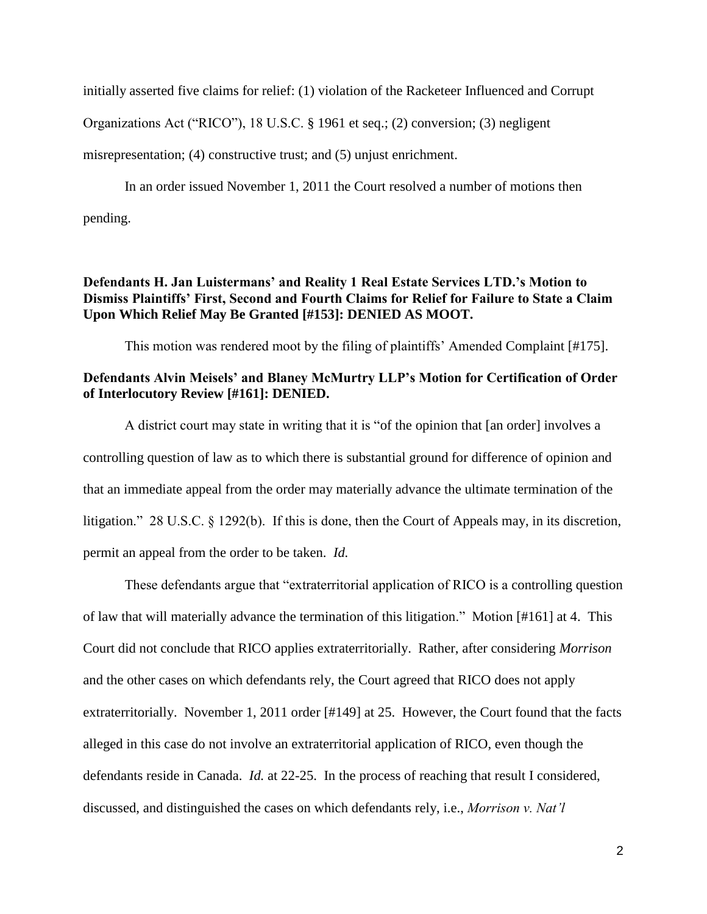initially asserted five claims for relief: (1) violation of the Racketeer Influenced and Corrupt Organizations Act ("RICO"), 18 U.S.C. § 1961 et seq.; (2) conversion; (3) negligent misrepresentation; (4) constructive trust; and (5) unjust enrichment.

In an order issued November 1, 2011 the Court resolved a number of motions then pending.

**Defendants H. Jan Luistermans' and Reality 1 Real Estate Services LTD.'s Motion to Dismiss Plaintiffs' First, Second and Fourth Claims for Relief for Failure to State a Claim Upon Which Relief May Be Granted [#153]: DENIED AS MOOT.**

This motion was rendered moot by the filing of plaintiffs' Amended Complaint [#175].

**Defendants Alvin Meisels' and Blaney McMurtry LLP's Motion for Certification of Order of Interlocutory Review [#161]: DENIED.**

A district court may state in writing that it is "of the opinion that [an order] involves a controlling question of law as to which there is substantial ground for difference of opinion and that an immediate appeal from the order may materially advance the ultimate termination of the litigation." 28 U.S.C. § 1292(b). If this is done, then the Court of Appeals may, in its discretion, permit an appeal from the order to be taken. *Id.*

These defendants argue that "extraterritorial application of RICO is a controlling question of law that will materially advance the termination of this litigation." Motion [#161] at 4. This Court did not conclude that RICO applies extraterritorially. Rather, after considering *Morrison* and the other cases on which defendants rely, the Court agreed that RICO does not apply extraterritorially. November 1, 2011 order [#149] at 25. However, the Court found that the facts alleged in this case do not involve an extraterritorial application of RICO, even though the defendants reside in Canada. *Id.* at 22-25. In the process of reaching that result I considered, discussed, and distinguished the cases on which defendants rely, i.e., *Morrison v. Nat'l*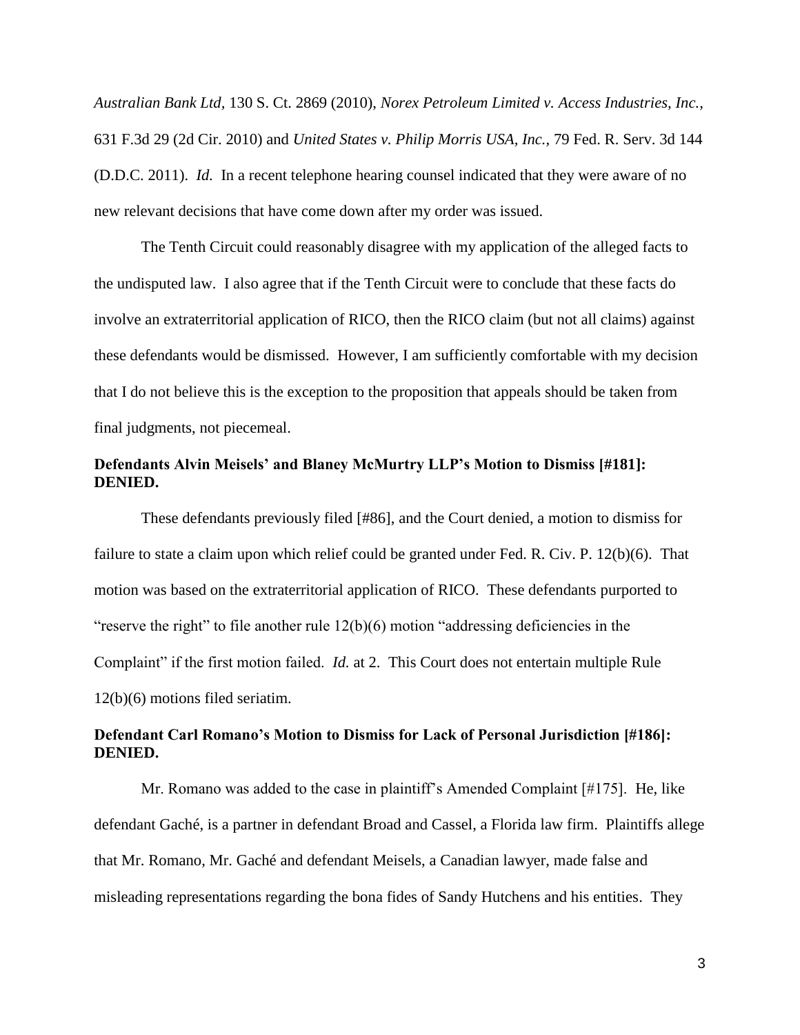*Australian Bank Ltd*, 130 S. Ct. 2869 (2010), *Norex Petroleum Limited v. Access Industries, Inc.*, 631 F.3d 29 (2d Cir. 2010) and *United States v. Philip Morris USA, Inc.*, 79 Fed. R. Serv. 3d 144 (D.D.C. 2011). *Id.* In a recent telephone hearing counsel indicated that they were aware of no new relevant decisions that have come down after my order was issued.

The Tenth Circuit could reasonably disagree with my application of the alleged facts to the undisputed law. I also agree that if the Tenth Circuit were to conclude that these facts do involve an extraterritorial application of RICO, then the RICO claim (but not all claims) against these defendants would be dismissed. However, I am sufficiently comfortable with my decision that I do not believe this is the exception to the proposition that appeals should be taken from final judgments, not piecemeal.

**Defendants Alvin Meisels' and Blaney McMurtry LLP's Motion to Dismiss [#181]: DENIED.**

These defendants previously filed [#86], and the Court denied, a motion to dismiss for failure to state a claim upon which relief could be granted under Fed. R. Civ. P. 12(b)(6). That motion was based on the extraterritorial application of RICO. These defendants purported to "reserve the right" to file another rule 12(b)(6) motion "addressing deficiencies in the Complaint" if the first motion failed. *Id.* at 2. This Court does not entertain multiple Rule 12(b)(6) motions filed seriatim.

**Defendant Carl Romano's Motion to Dismiss for Lack of Personal Jurisdiction [#186]: DENIED.**

Mr. Romano was added to the case in plaintiff's Amended Complaint [#175]. He, like defendant Gaché, is a partner in defendant Broad and Cassel, a Florida law firm. Plaintiffs allege that Mr. Romano, Mr. Gaché and defendant Meisels, a Canadian lawyer, made false and misleading representations regarding the bona fides of Sandy Hutchens and his entities. They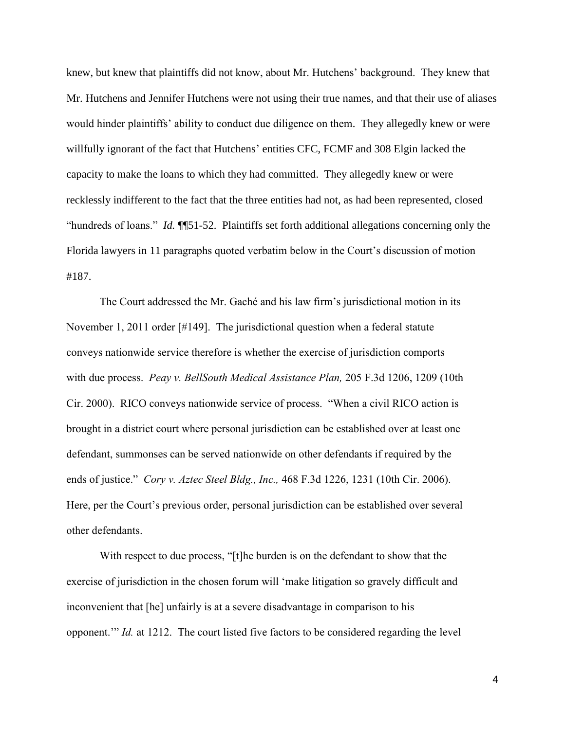knew, but knew that plaintiffs did not know, about Mr. Hutchens' background. They knew that Mr. Hutchens and Jennifer Hutchens were not using their true names, and that their use of aliases would hinder plaintiffs' ability to conduct due diligence on them. They allegedly knew or were willfully ignorant of the fact that Hutchens' entities CFC, FCMF and 308 Elgin lacked the capacity to make the loans to which they had committed. They allegedly knew or were recklessly indifferent to the fact that the three entities had not, as had been represented, closed "hundreds of loans." *Id.* ¶¶51-52. Plaintiffs set forth additional allegations concerning only the Florida lawyers in 11 paragraphs quoted verbatim below in the Court's discussion of motion #187.

The Court addressed the Mr. Gaché and his law firm's jurisdictional motion in its November 1, 2011 order [#149]. The jurisdictional question when a federal statute conveys nationwide service therefore is whether the exercise of jurisdiction comports with due process. *Peay v. BellSouth Medical Assistance Plan,* 205 F.3d 1206, 1209 (10th Cir. 2000). RICO conveys nationwide service of process. "When a civil RICO action is brought in a district court where personal jurisdiction can be established over at least one defendant, summonses can be served nationwide on other defendants if required by the ends of justice." *Cory v. Aztec Steel Bldg., Inc.,* 468 F.3d 1226, 1231 (10th Cir. 2006). Here, per the Court's previous order, personal jurisdiction can be established over several other defendants.

With respect to due process, "[t]he burden is on the defendant to show that the exercise of jurisdiction in the chosen forum will 'make litigation so gravely difficult and inconvenient that [he] unfairly is at a severe disadvantage in comparison to his opponent.'" *Id.* at 1212. The court listed five factors to be considered regarding the level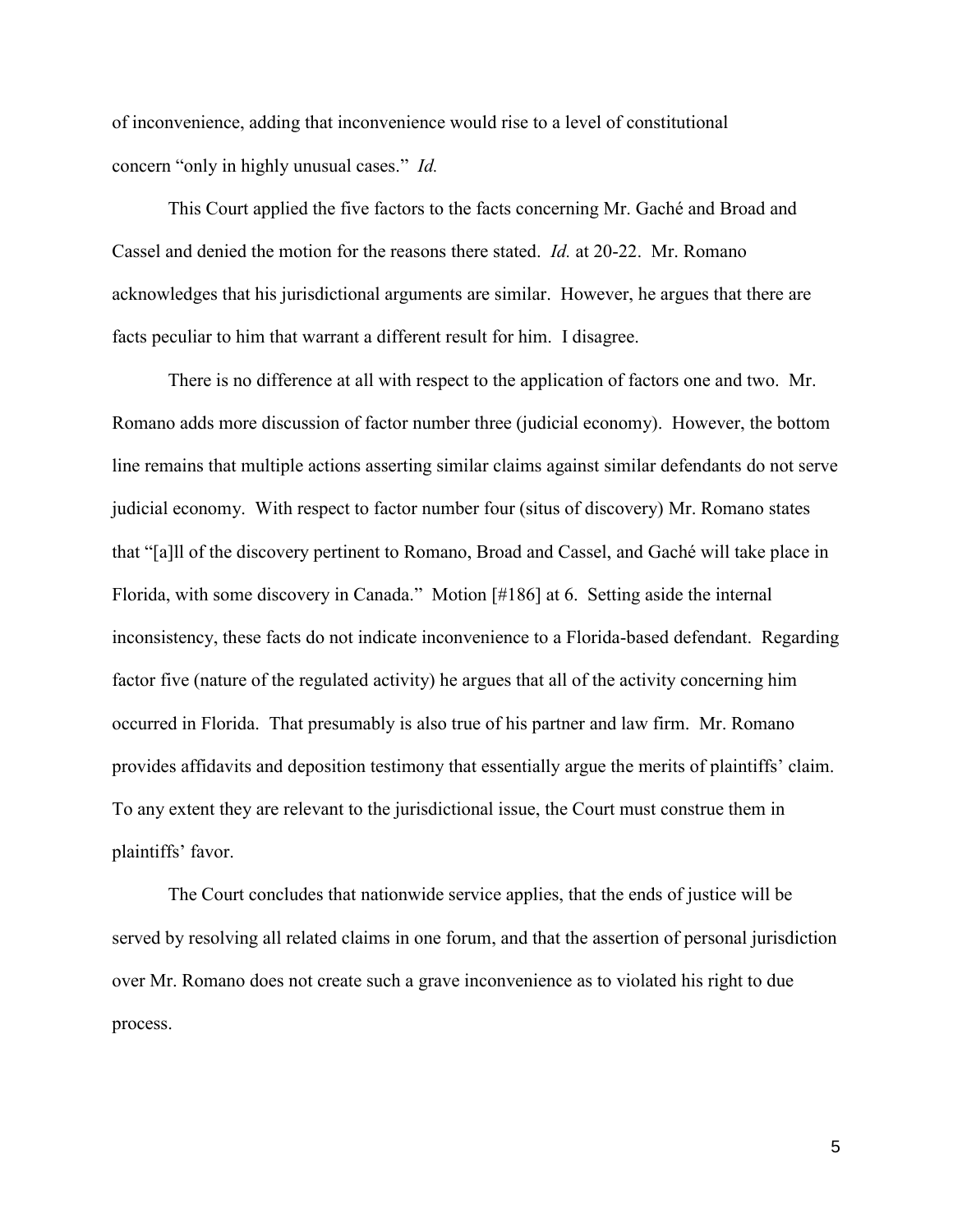of inconvenience, adding that inconvenience would rise to a level of constitutional concern "only in highly unusual cases." *Id.*

This Court applied the five factors to the facts concerning Mr. Gaché and Broad and Cassel and denied the motion for the reasons there stated. *Id.* at 20-22. Mr. Romano acknowledges that his jurisdictional arguments are similar. However, he argues that there are facts peculiar to him that warrant a different result for him. I disagree.

There is no difference at all with respect to the application of factors one and two. Mr. Romano adds more discussion of factor number three (judicial economy). However, the bottom line remains that multiple actions asserting similar claims against similar defendants do not serve judicial economy. With respect to factor number four (situs of discovery) Mr. Romano states that "[a]ll of the discovery pertinent to Romano, Broad and Cassel, and Gaché will take place in Florida, with some discovery in Canada." Motion [#186] at 6. Setting aside the internal inconsistency, these facts do not indicate inconvenience to a Florida-based defendant. Regarding factor five (nature of the regulated activity) he argues that all of the activity concerning him occurred in Florida. That presumably is also true of his partner and law firm. Mr. Romano provides affidavits and deposition testimony that essentially argue the merits of plaintiffs' claim. To any extent they are relevant to the jurisdictional issue, the Court must construe them in plaintiffs' favor.

The Court concludes that nationwide service applies, that the ends of justice will be served by resolving all related claims in one forum, and that the assertion of personal jurisdiction over Mr. Romano does not create such a grave inconvenience as to violated his right to due process.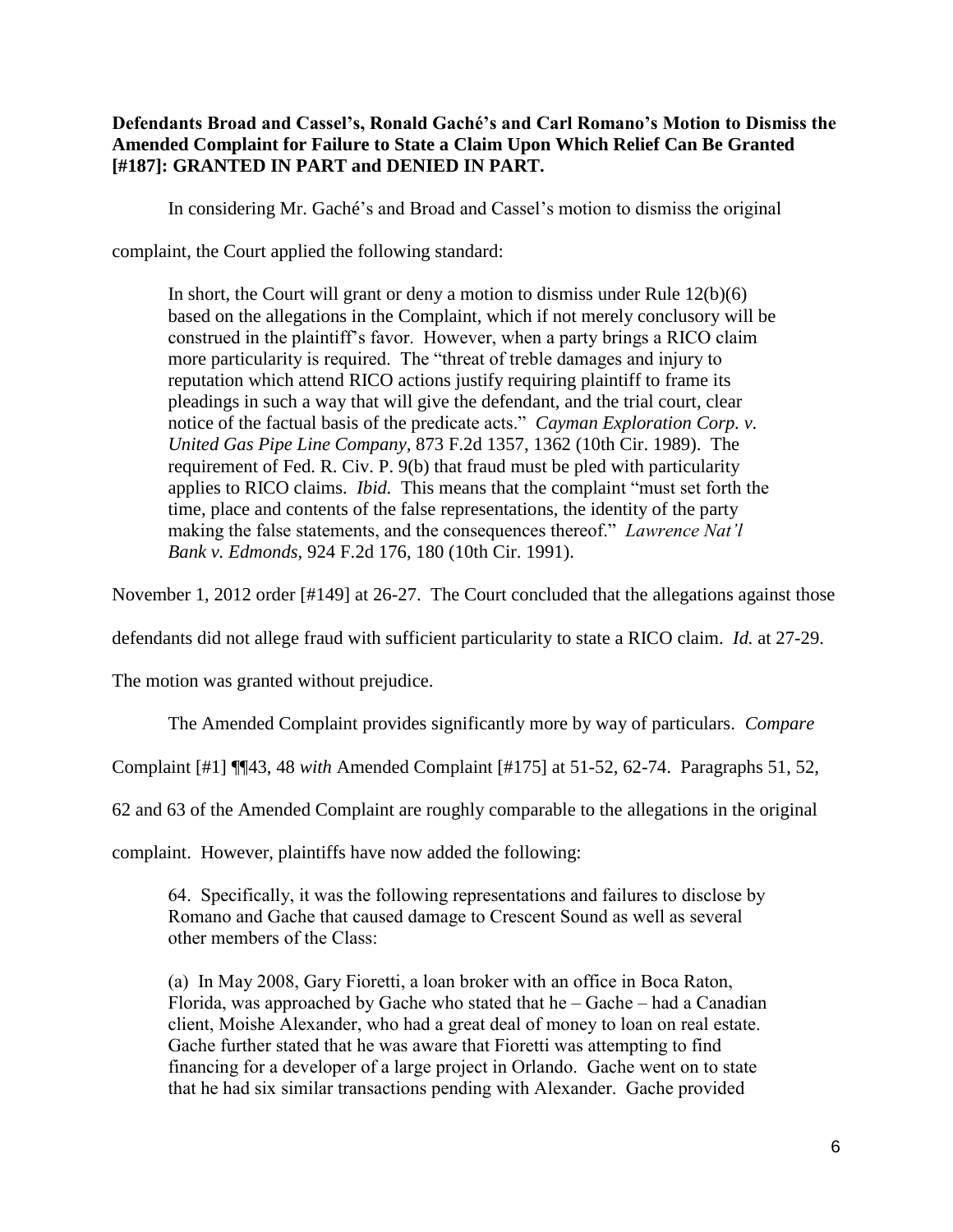**Defendants Broad and Cassel's, Ronald Gaché's and Carl Romano's Motion to Dismiss the Amended Complaint for Failure to State a Claim Upon Which Relief Can Be Granted [#187]: GRANTED IN PART and DENIED IN PART.**

In considering Mr. Gaché's and Broad and Cassel's motion to dismiss the original complaint, the Court applied the following standard:

> In short, the Court will grant or deny a motion to dismiss under Rule 12(b)(6) based on the allegations in the Complaint, which if not merely conclusory will be construed in the plaintiff's favor. However, when a party brings a RICO claim more particularity is required. The "threat of treble damages and injury to reputation which attend RICO actions justify requiring plaintiff to frame its pleadings in such a way that will give the defendant, and the trial court, clear notice of the factual basis of the predicate acts." *Cayman Exploration Corp. v. United Gas Pipe Line Company*, 873 F.2d 1357, 1362 (10th Cir. 1989). The requirement of Fed. R. Civ. P. 9(b) that fraud must be pled with particularity applies to RICO claims. *Ibid.* This means that the complaint "must set forth the time, place and contents of the false representations, the identity of the party making the false statements, and the consequences thereof." *Lawrence Nat'l Bank v. Edmonds*, 924 F.2d 176, 180 (10th Cir. 1991).

November 1, 2012 order [#149] at 26-27. The Court concluded that the allegations against those defendants did not allege fraud with sufficient particularity to state a RICO claim. *Id.* at 27-29. The motion was granted without prejudice.

The Amended Complaint provides significantly more by way of particulars. *Compare* Complaint [#1] ¶¶43, 48 *with* Amended Complaint [#175] at 51-52, 62-74. Paragraphs 51, 52, 62 and 63 of the Amended Complaint are roughly comparable to the allegations in the original complaint. However, plaintiffs have now added the following:

> 64. Specifically, it was the following representations and failures to disclose by Romano and Gache that caused damage to Crescent Sound as well as several other members of the Class:
>
> (a) In May 2008, Gary Fioretti, a loan broker with an office in Boca Raton, Florida, was approached by Gache who stated that he – Gache – had a Canadian client, Moishe Alexander, who had a great deal of money to loan on real estate. Gache further stated that he was aware that Fioretti was attempting to find financing for a developer of a large project in Orlando. Gache went on to state that he had six similar transactions pending with Alexander. Gache provided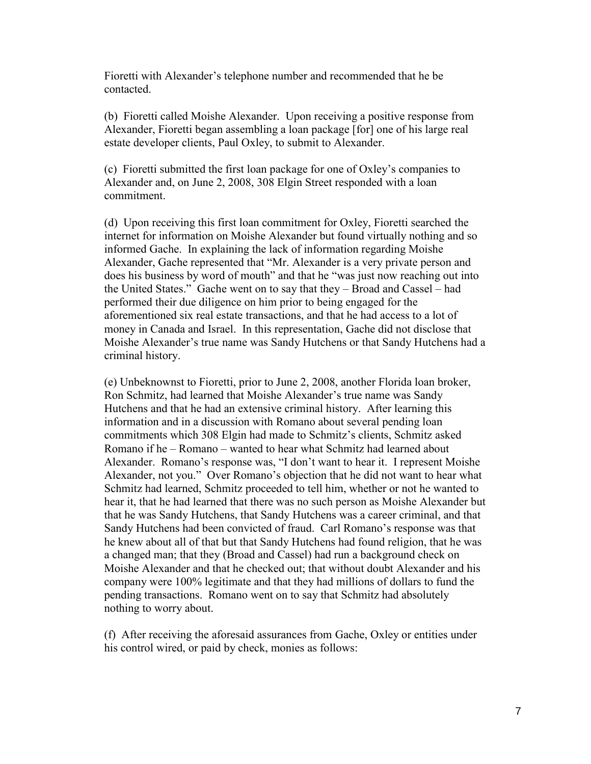Fioretti with Alexander's telephone number and recommended that he be contacted.

(b) Fioretti called Moishe Alexander. Upon receiving a positive response from Alexander, Fioretti began assembling a loan package [for] one of his large real estate developer clients, Paul Oxley, to submit to Alexander.

(c) Fioretti submitted the first loan package for one of Oxley's companies to Alexander and, on June 2, 2008, 308 Elgin Street responded with a loan commitment.

(d) Upon receiving this first loan commitment for Oxley, Fioretti searched the internet for information on Moishe Alexander but found virtually nothing and so informed Gache. In explaining the lack of information regarding Moishe Alexander, Gache represented that "Mr. Alexander is a very private person and does his business by word of mouth" and that he "was just now reaching out into the United States." Gache went on to say that they – Broad and Cassel – had performed their due diligence on him prior to being engaged for the aforementioned six real estate transactions, and that he had access to a lot of money in Canada and Israel. In this representation, Gache did not disclose that Moishe Alexander's true name was Sandy Hutchens or that Sandy Hutchens had a criminal history.

(e) Unbeknownst to Fioretti, prior to June 2, 2008, another Florida loan broker, Ron Schmitz, had learned that Moishe Alexander's true name was Sandy Hutchens and that he had an extensive criminal history. After learning this information and in a discussion with Romano about several pending loan commitments which 308 Elgin had made to Schmitz's clients, Schmitz asked Romano if he – Romano – wanted to hear what Schmitz had learned about Alexander. Romano's response was, "I don't want to hear it. I represent Moishe Alexander, not you." Over Romano's objection that he did not want to hear what Schmitz had learned, Schmitz proceeded to tell him, whether or not he wanted to hear it, that he had learned that there was no such person as Moishe Alexander but that he was Sandy Hutchens, that Sandy Hutchens was a career criminal, and that Sandy Hutchens had been convicted of fraud. Carl Romano's response was that he knew about all of that but that Sandy Hutchens had found religion, that he was a changed man; that they (Broad and Cassel) had run a background check on Moishe Alexander and that he checked out; that without doubt Alexander and his company were 100% legitimate and that they had millions of dollars to fund the pending transactions. Romano went on to say that Schmitz had absolutely nothing to worry about.

(f) After receiving the aforesaid assurances from Gache, Oxley or entities under his control wired, or paid by check, monies as follows: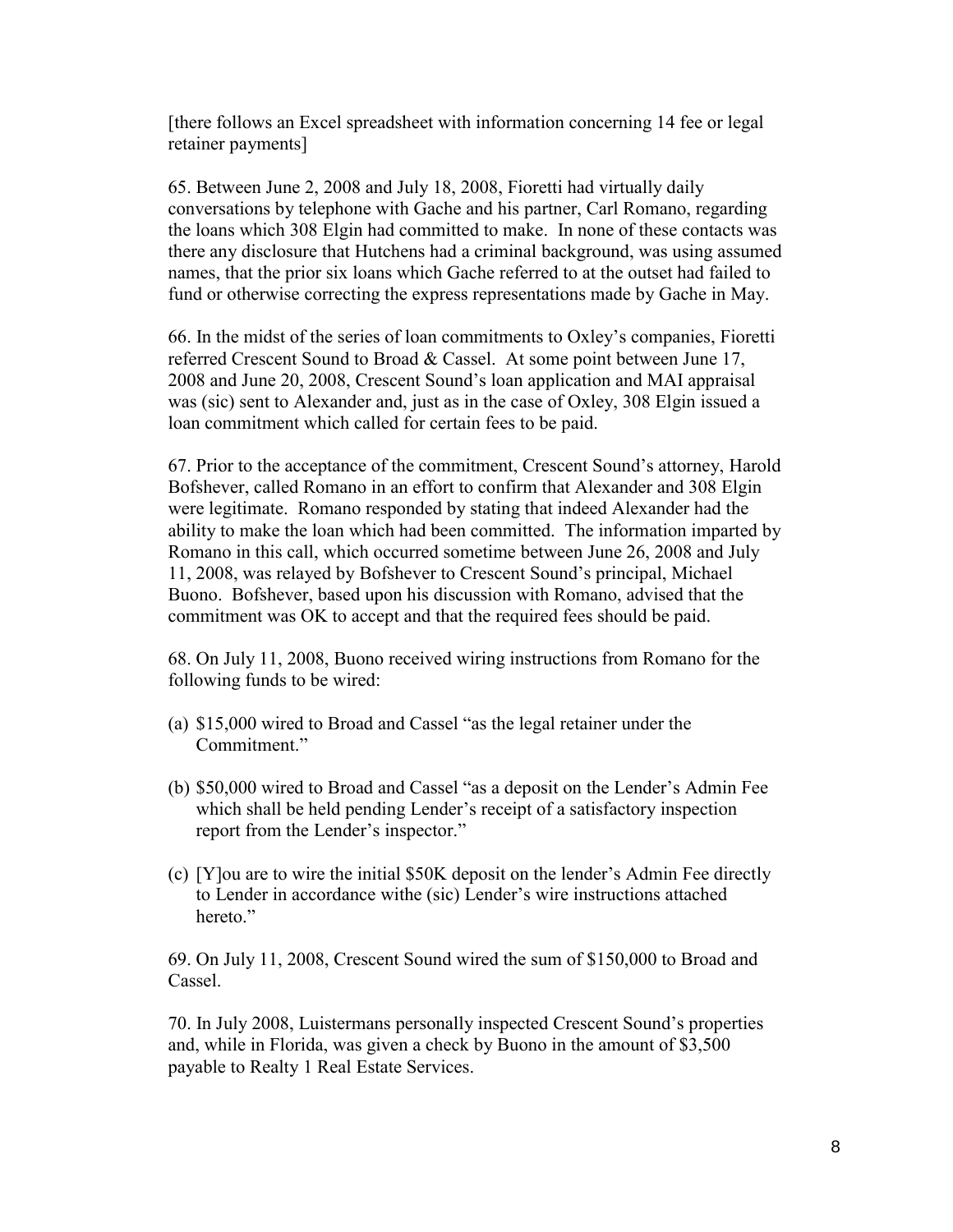[there follows an Excel spreadsheet with information concerning 14 fee or legal retainer payments]

65. Between June 2, 2008 and July 18, 2008, Fioretti had virtually daily conversations by telephone with Gache and his partner, Carl Romano, regarding the loans which 308 Elgin had committed to make. In none of these contacts was there any disclosure that Hutchens had a criminal background, was using assumed names, that the prior six loans which Gache referred to at the outset had failed to fund or otherwise correcting the express representations made by Gache in May.

66. In the midst of the series of loan commitments to Oxley's companies, Fioretti referred Crescent Sound to Broad & Cassel. At some point between June 17, 2008 and June 20, 2008, Crescent Sound's loan application and MAI appraisal was (sic) sent to Alexander and, just as in the case of Oxley, 308 Elgin issued a loan commitment which called for certain fees to be paid.

67. Prior to the acceptance of the commitment, Crescent Sound's attorney, Harold Bofshever, called Romano in an effort to confirm that Alexander and 308 Elgin were legitimate. Romano responded by stating that indeed Alexander had the ability to make the loan which had been committed. The information imparted by Romano in this call, which occurred sometime between June 26, 2008 and July 11, 2008, was relayed by Bofshever to Crescent Sound's principal, Michael Buono. Bofshever, based upon his discussion with Romano, advised that the commitment was OK to accept and that the required fees should be paid.

68. On July 11, 2008, Buono received wiring instructions from Romano for the following funds to be wired:

(a) $15,000 wired to Broad and Cassel "as the legal retainer under the Commitment."

(b) $50,000 wired to Broad and Cassel "as a deposit on the Lender's Admin Fee which shall be held pending Lender's receipt of a satisfactory inspection report from the Lender's inspector."

(c) [Y]ou are to wire the initial $50K deposit on the lender's Admin Fee directly to Lender in accordance withe (sic) Lender's wire instructions attached hereto."

69. On July 11, 2008, Crescent Sound wired the sum of $150,000 to Broad and Cassel.

70. In July 2008, Luistermans personally inspected Crescent Sound's properties and, while in Florida, was given a check by Buono in the amount of $3,500 payable to Realty 1 Real Estate Services.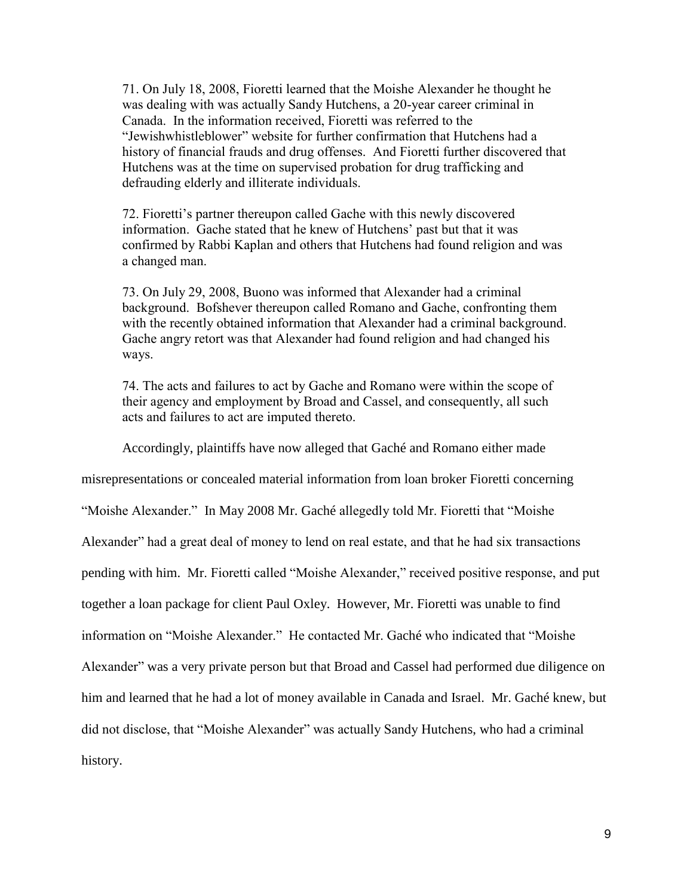> 71. On July 18, 2008, Fioretti learned that the Moishe Alexander he thought he was dealing with was actually Sandy Hutchens, a 20-year career criminal in Canada. In the information received, Fioretti was referred to the "Jewishwhistleblower" website for further confirmation that Hutchens had a history of financial frauds and drug offenses. And Fioretti further discovered that Hutchens was at the time on supervised probation for drug trafficking and defrauding elderly and illiterate individuals.
>
> 72. Fioretti's partner thereupon called Gache with this newly discovered information. Gache stated that he knew of Hutchens' past but that it was confirmed by Rabbi Kaplan and others that Hutchens had found religion and was a changed man.
>
> 73. On July 29, 2008, Buono was informed that Alexander had a criminal background. Bofshever thereupon called Romano and Gache, confronting them with the recently obtained information that Alexander had a criminal background. Gache angry retort was that Alexander had found religion and had changed his ways.
>
> 74. The acts and failures to act by Gache and Romano were within the scope of their agency and employment by Broad and Cassel, and consequently, all such acts and failures to act are imputed thereto.

Accordingly, plaintiffs have now alleged that Gaché and Romano either made misrepresentations or concealed material information from loan broker Fioretti concerning "Moishe Alexander." In May 2008 Mr. Gaché allegedly told Mr. Fioretti that "Moishe Alexander" had a great deal of money to lend on real estate, and that he had six transactions pending with him. Mr. Fioretti called "Moishe Alexander," received positive response, and put together a loan package for client Paul Oxley. However, Mr. Fioretti was unable to find information on "Moishe Alexander." He contacted Mr. Gaché who indicated that "Moishe Alexander" was a very private person but that Broad and Cassel had performed due diligence on him and learned that he had a lot of money available in Canada and Israel. Mr. Gaché knew, but did not disclose, that "Moishe Alexander" was actually Sandy Hutchens, who had a criminal history.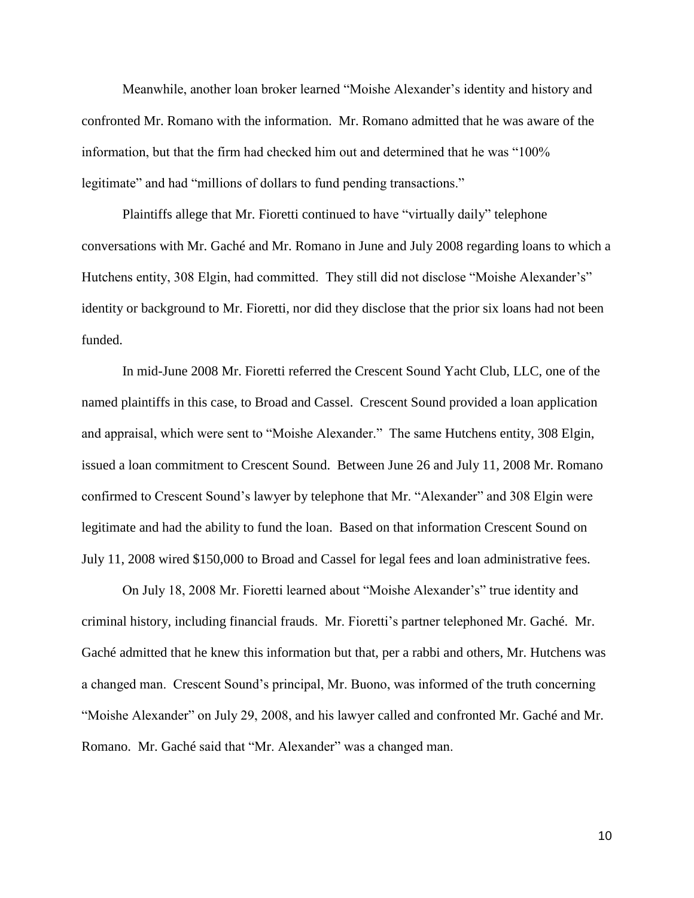Meanwhile, another loan broker learned "Moishe Alexander's identity and history and confronted Mr. Romano with the information. Mr. Romano admitted that he was aware of the information, but that the firm had checked him out and determined that he was "100% legitimate" and had "millions of dollars to fund pending transactions."

Plaintiffs allege that Mr. Fioretti continued to have "virtually daily" telephone conversations with Mr. Gaché and Mr. Romano in June and July 2008 regarding loans to which a Hutchens entity, 308 Elgin, had committed. They still did not disclose "Moishe Alexander's" identity or background to Mr. Fioretti, nor did they disclose that the prior six loans had not been funded.

In mid-June 2008 Mr. Fioretti referred the Crescent Sound Yacht Club, LLC, one of the named plaintiffs in this case, to Broad and Cassel. Crescent Sound provided a loan application and appraisal, which were sent to "Moishe Alexander." The same Hutchens entity, 308 Elgin, issued a loan commitment to Crescent Sound. Between June 26 and July 11, 2008 Mr. Romano confirmed to Crescent Sound's lawyer by telephone that Mr. "Alexander" and 308 Elgin were legitimate and had the ability to fund the loan. Based on that information Crescent Sound on July 11, 2008 wired $150,000 to Broad and Cassel for legal fees and loan administrative fees.

On July 18, 2008 Mr. Fioretti learned about "Moishe Alexander's" true identity and criminal history, including financial frauds. Mr. Fioretti's partner telephoned Mr. Gaché. Mr. Gaché admitted that he knew this information but that, per a rabbi and others, Mr. Hutchens was a changed man. Crescent Sound's principal, Mr. Buono, was informed of the truth concerning "Moishe Alexander" on July 29, 2008, and his lawyer called and confronted Mr. Gaché and Mr. Romano. Mr. Gaché said that "Mr. Alexander" was a changed man.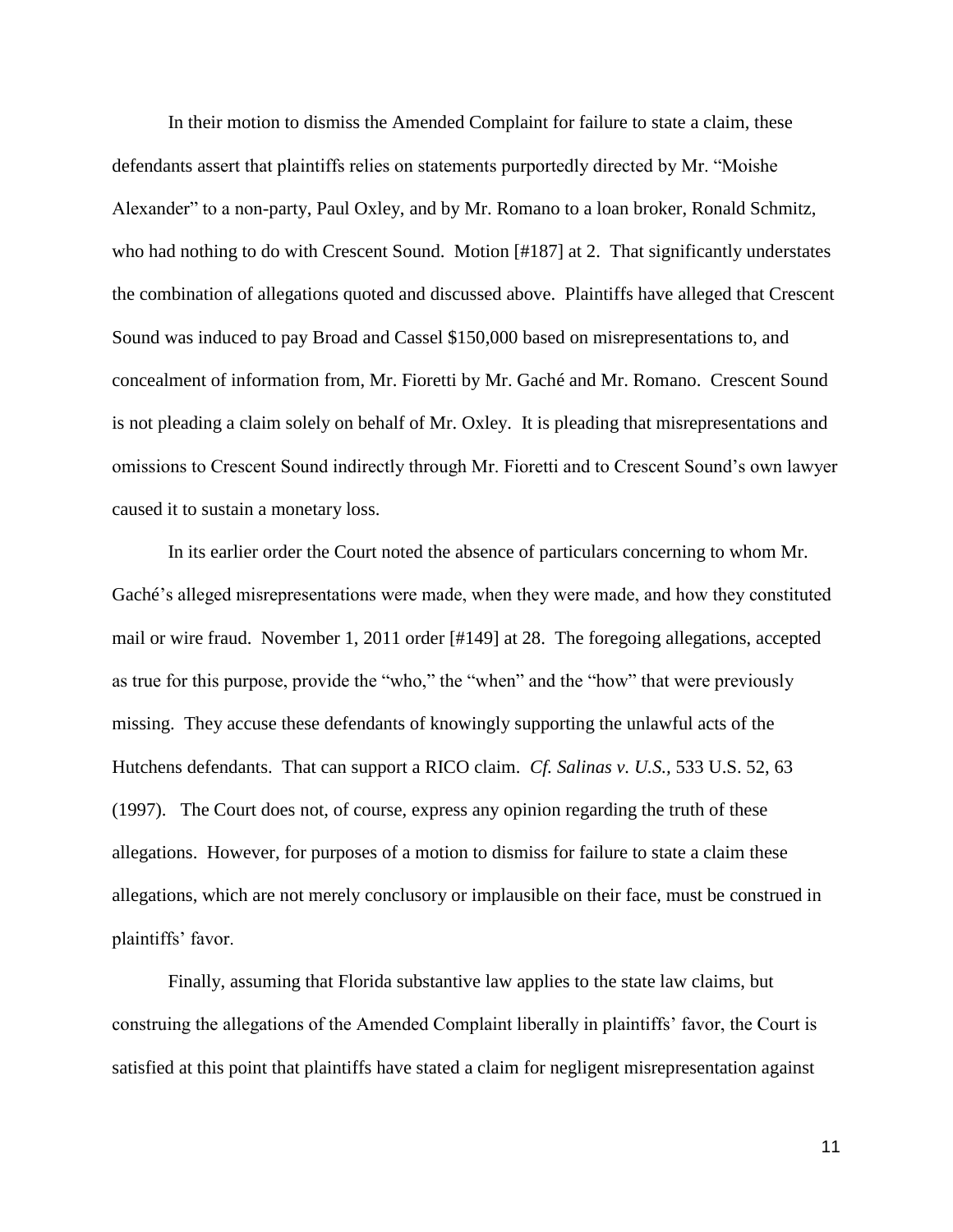In their motion to dismiss the Amended Complaint for failure to state a claim, these defendants assert that plaintiffs relies on statements purportedly directed by Mr. "Moishe Alexander" to a non-party, Paul Oxley, and by Mr. Romano to a loan broker, Ronald Schmitz, who had nothing to do with Crescent Sound. Motion [#187] at 2. That significantly understates the combination of allegations quoted and discussed above. Plaintiffs have alleged that Crescent Sound was induced to pay Broad and Cassel $150,000 based on misrepresentations to, and concealment of information from, Mr. Fioretti by Mr. Gaché and Mr. Romano. Crescent Sound is not pleading a claim solely on behalf of Mr. Oxley. It is pleading that misrepresentations and omissions to Crescent Sound indirectly through Mr. Fioretti and to Crescent Sound's own lawyer caused it to sustain a monetary loss.

In its earlier order the Court noted the absence of particulars concerning to whom Mr. Gaché's alleged misrepresentations were made, when they were made, and how they constituted mail or wire fraud. November 1, 2011 order [#149] at 28. The foregoing allegations, accepted as true for this purpose, provide the "who," the "when" and the "how" that were previously missing. They accuse these defendants of knowingly supporting the unlawful acts of the Hutchens defendants. That can support a RICO claim. *Cf. Salinas v. U.S.,* 533 U.S. 52, 63 (1997). The Court does not, of course, express any opinion regarding the truth of these allegations. However, for purposes of a motion to dismiss for failure to state a claim these allegations, which are not merely conclusory or implausible on their face, must be construed in plaintiffs' favor.

Finally, assuming that Florida substantive law applies to the state law claims, but construing the allegations of the Amended Complaint liberally in plaintiffs' favor, the Court is satisfied at this point that plaintiffs have stated a claim for negligent misrepresentation against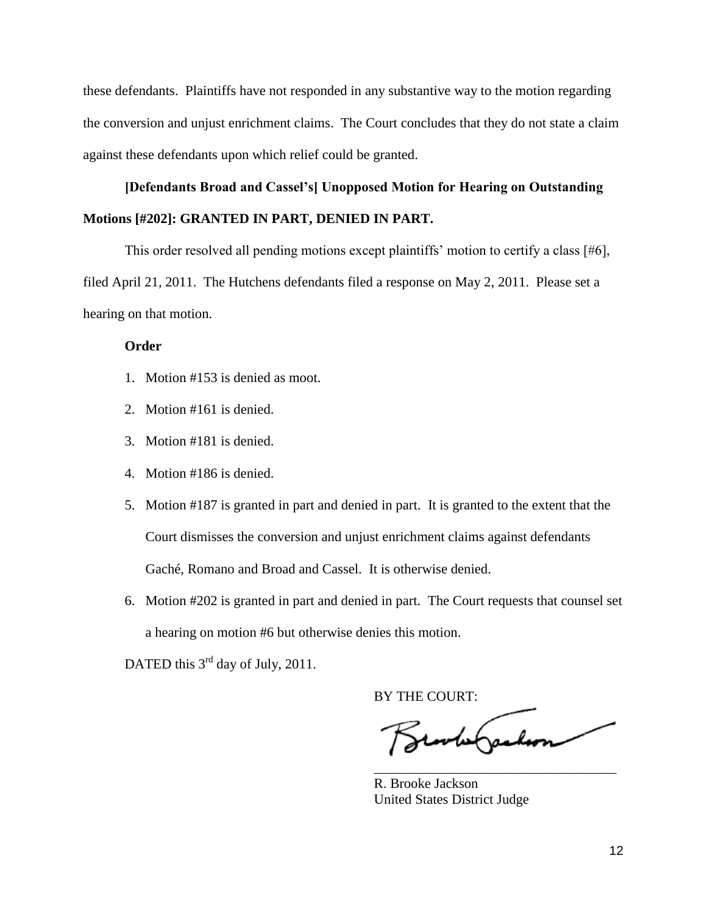these defendants. Plaintiffs have not responded in any substantive way to the motion regarding the conversion and unjust enrichment claims. The Court concludes that they do not state a claim against these defendants upon which relief could be granted.

**[Defendants Broad and Cassel's] Unopposed Motion for Hearing on Outstanding Motions [#202]: GRANTED IN PART, DENIED IN PART.**

This order resolved all pending motions except plaintiffs' motion to certify a class [#6], filed April 21, 2011. The Hutchens defendants filed a response on May 2, 2011. Please set a hearing on that motion.

**Order**

1. Motion #153 is denied as moot.
2. Motion #161 is denied.
3. Motion #181 is denied.
4. Motion #186 is denied.
5. Motion #187 is granted in part and denied in part. It is granted to the extent that the Court dismisses the conversion and unjust enrichment claims against defendants Gaché, Romano and Broad and Cassel. It is otherwise denied.
6. Motion #202 is granted in part and denied in part. The Court requests that counsel set a hearing on motion #6 but otherwise denies this motion.

DATED this 3rd day of July, 2011.

BY THE COURT:

___________________________________

R. Brooke Jackson
United States District Judge